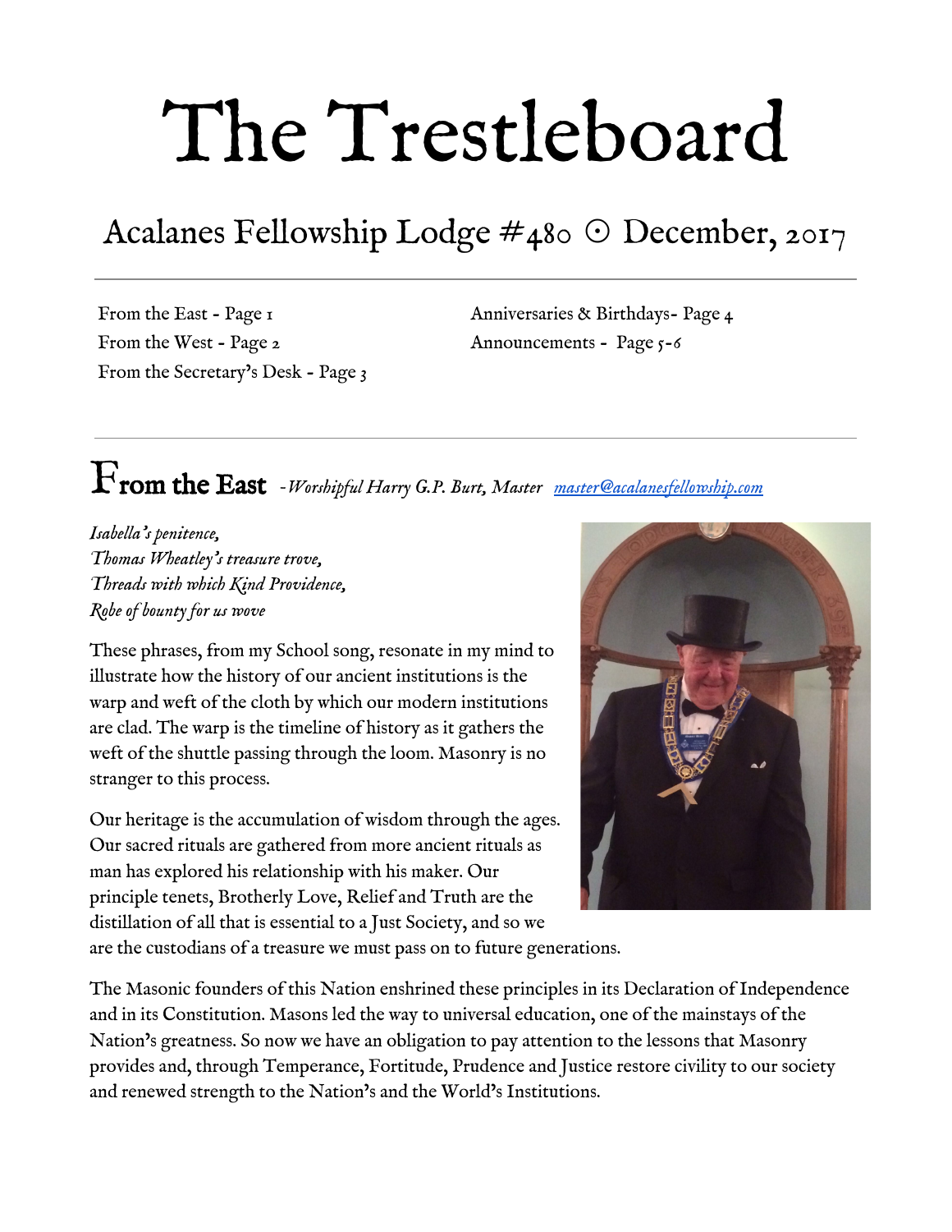# The Trestleboard

## Acalanes Fellowship Lodge #480 ⊙ December, 2017

From the East - Page 1
From the West - Page 2
From the Secretary's Desk - Page 3
Anniversaries & Birthdays- Page 4
Announcements - Page 5-6

---

## From the East *-Worshipful Harry G.P. Burt, Master* [master@acalanesfellowship.com](mailto:master@acalanesfellowship.com)

*Isabella's penitence,*
*Thomas Wheatley's treasure trove,*
*Threads with which Kind Providence,*
*Robe of bounty for us wove*

These phrases, from my School song, resonate in my mind to illustrate how the history of our ancient institutions is the warp and weft of the cloth by which our modern institutions are clad. The warp is the timeline of history as it gathers the weft of the shuttle passing through the loom. Masonry is no stranger to this process.

Our heritage is the accumulation of wisdom through the ages. Our sacred rituals are gathered from more ancient rituals as man has explored his relationship with his maker. Our principle tenets, Brotherly Love, Relief and Truth are the distillation of all that is essential to a Just Society, and so we are the custodians of a treasure we must pass on to future generations.

The Masonic founders of this Nation enshrined these principles in its Declaration of Independence and in its Constitution. Masons led the way to universal education, one of the mainstays of the Nation's greatness. So now we have an obligation to pay attention to the lessons that Masonry provides and, through Temperance, Fortitude, Prudence and Justice restore civility to our society and renewed strength to the Nation's and the World's Institutions.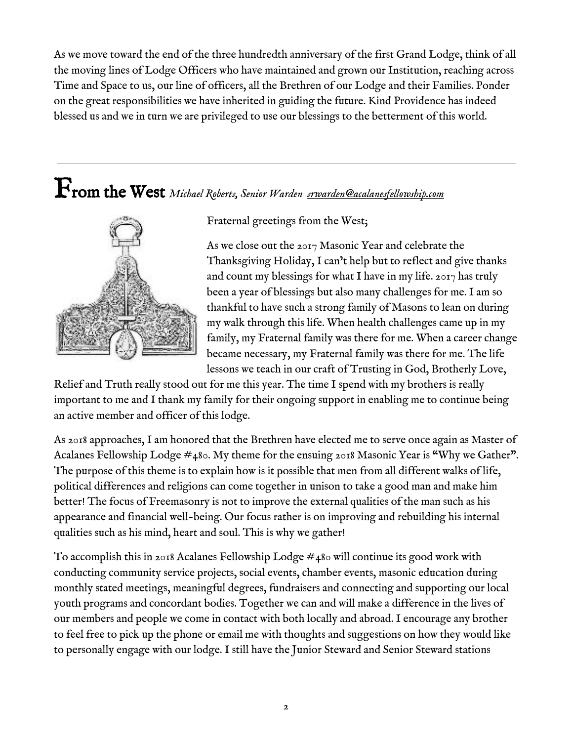As we move toward the end of the three hundredth anniversary of the first Grand Lodge, think of all the moving lines of Lodge Officers who have maintained and grown our Institution, reaching across Time and Space to us, our line of officers, all the Brethren of our Lodge and their Families. Ponder on the great responsibilities we have inherited in guiding the future. Kind Providence has indeed blessed us and we in turn we are privileged to use our blessings to the betterment of this world.

---

## From the West *Michael Roberts, Senior Warden srwarden@acalanesfellowship.com*

Fraternal greetings from the West;

As we close out the 2017 Masonic Year and celebrate the Thanksgiving Holiday, I can't help but to reflect and give thanks and count my blessings for what I have in my life. 2017 has truly been a year of blessings but also many challenges for me. I am so thankful to have such a strong family of Masons to lean on during my walk through this life. When health challenges came up in my family, my Fraternal family was there for me. When a career change became necessary, my Fraternal family was there for me. The life lessons we teach in our craft of Trusting in God, Brotherly Love, Relief and Truth really stood out for me this year. The time I spend with my brothers is really important to me and I thank my family for their ongoing support in enabling me to continue being an active member and officer of this lodge.

As 2018 approaches, I am honored that the Brethren have elected me to serve once again as Master of Acalanes Fellowship Lodge #480. My theme for the ensuing 2018 Masonic Year is "Why we Gather". The purpose of this theme is to explain how is it possible that men from all different walks of life, political differences and religions can come together in unison to take a good man and make him better! The focus of Freemasonry is not to improve the external qualities of the man such as his appearance and financial well-being. Our focus rather is on improving and rebuilding his internal qualities such as his mind, heart and soul. This is why we gather!

To accomplish this in 2018 Acalanes Fellowship Lodge #480 will continue its good work with conducting community service projects, social events, chamber events, masonic education during monthly stated meetings, meaningful degrees, fundraisers and connecting and supporting our local youth programs and concordant bodies. Together we can and will make a difference in the lives of our members and people we come in contact with both locally and abroad. I encourage any brother to feel free to pick up the phone or email me with thoughts and suggestions on how they would like to personally engage with our lodge. I still have the Junior Steward and Senior Steward stations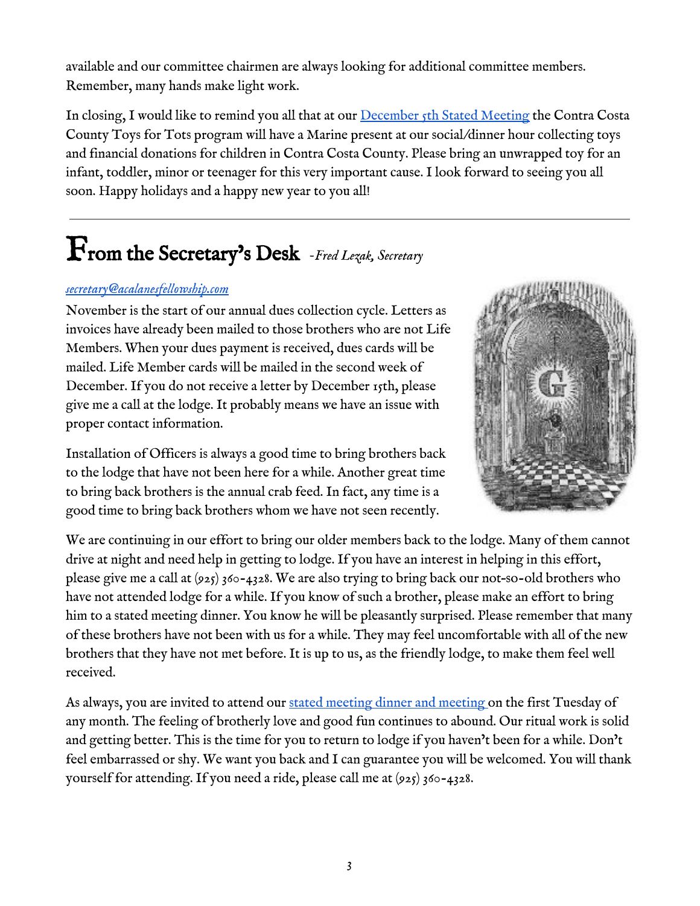available and our committee chairmen are always looking for additional committee members. Remember, many hands make light work.

In closing, I would like to remind you all that at our December 5th Stated Meeting the Contra Costa County Toys for Tots program will have a Marine present at our social/dinner hour collecting toys and financial donations for children in Contra Costa County. Please bring an unwrapped toy for an infant, toddler, minor or teenager for this very important cause. I look forward to seeing you all soon. Happy holidays and a happy new year to you all!

---

## From the Secretary's Desk *-Fred Lezak, Secretary*

*secretary@acalanesfellowship.com*

November is the start of our annual dues collection cycle. Letters as invoices have already been mailed to those brothers who are not Life Members. When your dues payment is received, dues cards will be mailed. Life Member cards will be mailed in the second week of December. If you do not receive a letter by December 15th, please give me a call at the lodge. It probably means we have an issue with proper contact information.

Installation of Officers is always a good time to bring brothers back to the lodge that have not been here for a while. Another great time to bring back brothers is the annual crab feed. In fact, any time is a good time to bring back brothers whom we have not seen recently.

We are continuing in our effort to bring our older members back to the lodge. Many of them cannot drive at night and need help in getting to lodge. If you have an interest in helping in this effort, please give me a call at (925) 360-4328. We are also trying to bring back our not-so-old brothers who have not attended lodge for a while. If you know of such a brother, please make an effort to bring him to a stated meeting dinner. You know he will be pleasantly surprised. Please remember that many of these brothers have not been with us for a while. They may feel uncomfortable with all of the new brothers that they have not met before. It is up to us, as the friendly lodge, to make them feel well received.

As always, you are invited to attend our stated meeting dinner and meeting on the first Tuesday of any month. The feeling of brotherly love and good fun continues to abound. Our ritual work is solid and getting better. This is the time for you to return to lodge if you haven't been for a while. Don't feel embarrassed or shy. We want you back and I can guarantee you will be welcomed. You will thank yourself for attending. If you need a ride, please call me at (925) 360-4328.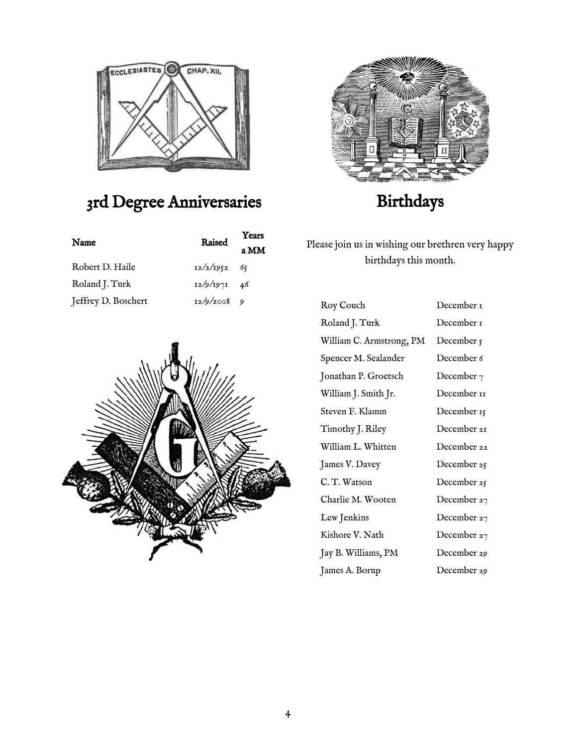## 3rd Degree Anniversaries

| Name | Raised | Years a MM |
|---|---|---|
| Robert D. Haile | 12/2/1952 | 65 |
| Roland J. Turk | 12/9/1971 | 46 |
| Jeffrey D. Boschert | 12/9/2008 | 9 |

## Birthdays

Please join us in wishing our brethren very happy birthdays this month.

| | |
|---|---|
| Roy Couch | December 1 |
| Roland J. Turk | December 1 |
| William C. Armstrong, PM | December 5 |
| Spencer M. Sealander | December 6 |
| Jonathan P. Groetsch | December 7 |
| William J. Smith Jr. | December 11 |
| Steven F. Klamm | December 15 |
| Timothy J. Riley | December 21 |
| William L. Whitten | December 22 |
| James V. Davey | December 25 |
| C. T. Watson | December 25 |
| Charlie M. Wooten | December 27 |
| Lew Jenkins | December 27 |
| Kishore V. Nath | December 27 |
| Jay B. Williams, PM | December 29 |
| James A. Borup | December 29 |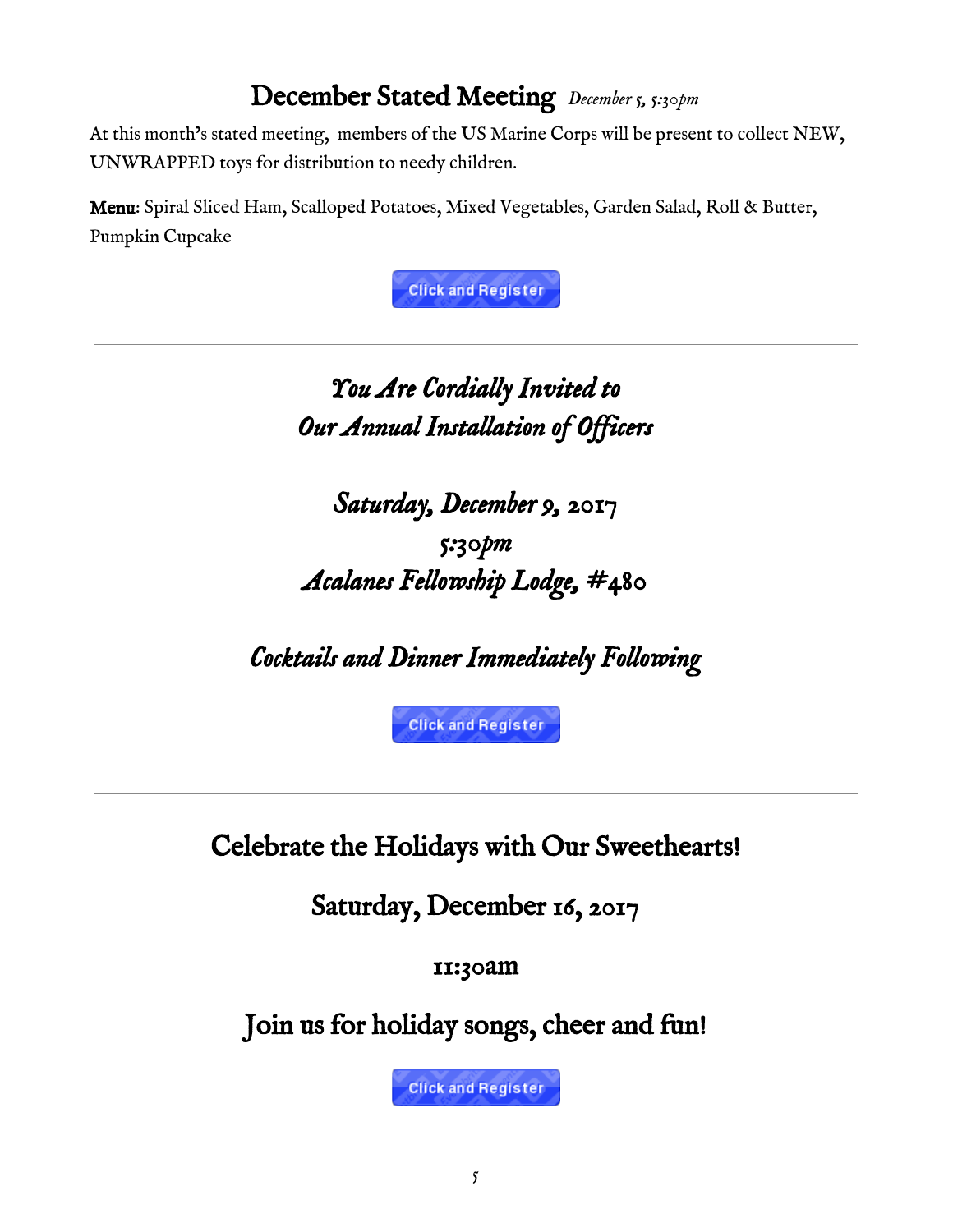## December Stated Meeting *December 5, 5:30pm*

At this month's stated meeting, members of the US Marine Corps will be present to collect NEW, UNWRAPPED toys for distribution to needy children.

**Menu**: Spiral Sliced Ham, Scalloped Potatoes, Mixed Vegetables, Garden Salad, Roll & Butter, Pumpkin Cupcake

Click and Register

---

### *You Are Cordially Invited to Our Annual Installation of Officers*

### *Saturday, December 9, 2017*
### *5:30pm*
### *Acalanes Fellowship Lodge, #480*

### *Cocktails and Dinner Immediately Following*

Click and Register

---

## Celebrate the Holidays with Our Sweethearts!

### Saturday, December 16, 2017

### 11:30am

## Join us for holiday songs, cheer and fun!

Click and Register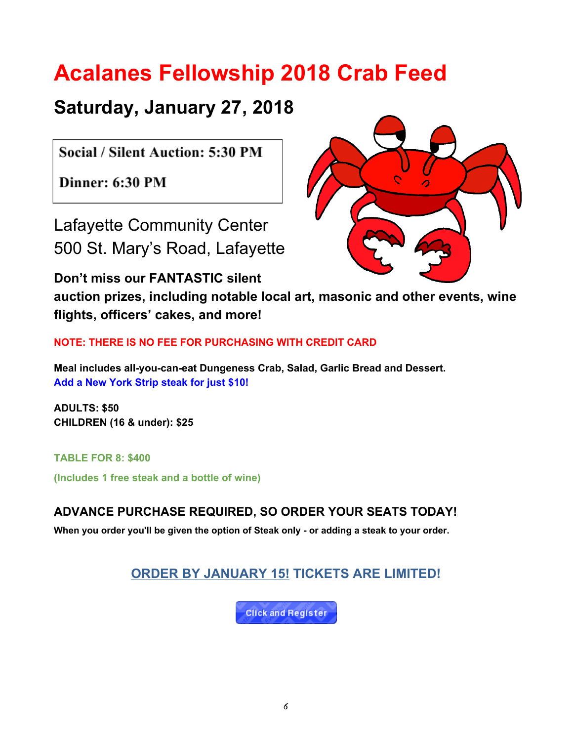# Acalanes Fellowship 2018 Crab Feed

## Saturday, January 27, 2018

**Social / Silent Auction: 5:30 PM**

**Dinner: 6:30 PM**

Lafayette Community Center
500 St. Mary's Road, Lafayette

**Don't miss our FANTASTIC silent auction prizes, including notable local art, masonic and other events, wine flights, officers' cakes, and more!**

**NOTE: THERE IS NO FEE FOR PURCHASING WITH CREDIT CARD**

**Meal includes all-you-can-eat Dungeness Crab, Salad, Garlic Bread and Dessert.**
**Add a New York Strip steak for just $10!**

**ADULTS: $50**
**CHILDREN (16 & under): $25**

**TABLE FOR 8: $400**

**(Includes 1 free steak and a bottle of wine)**

### ADVANCE PURCHASE REQUIRED, SO ORDER YOUR SEATS TODAY!

**When you order you'll be given the option of Steak only - or adding a steak to your order.**

### ORDER BY JANUARY 15! TICKETS ARE LIMITED!

Click and Register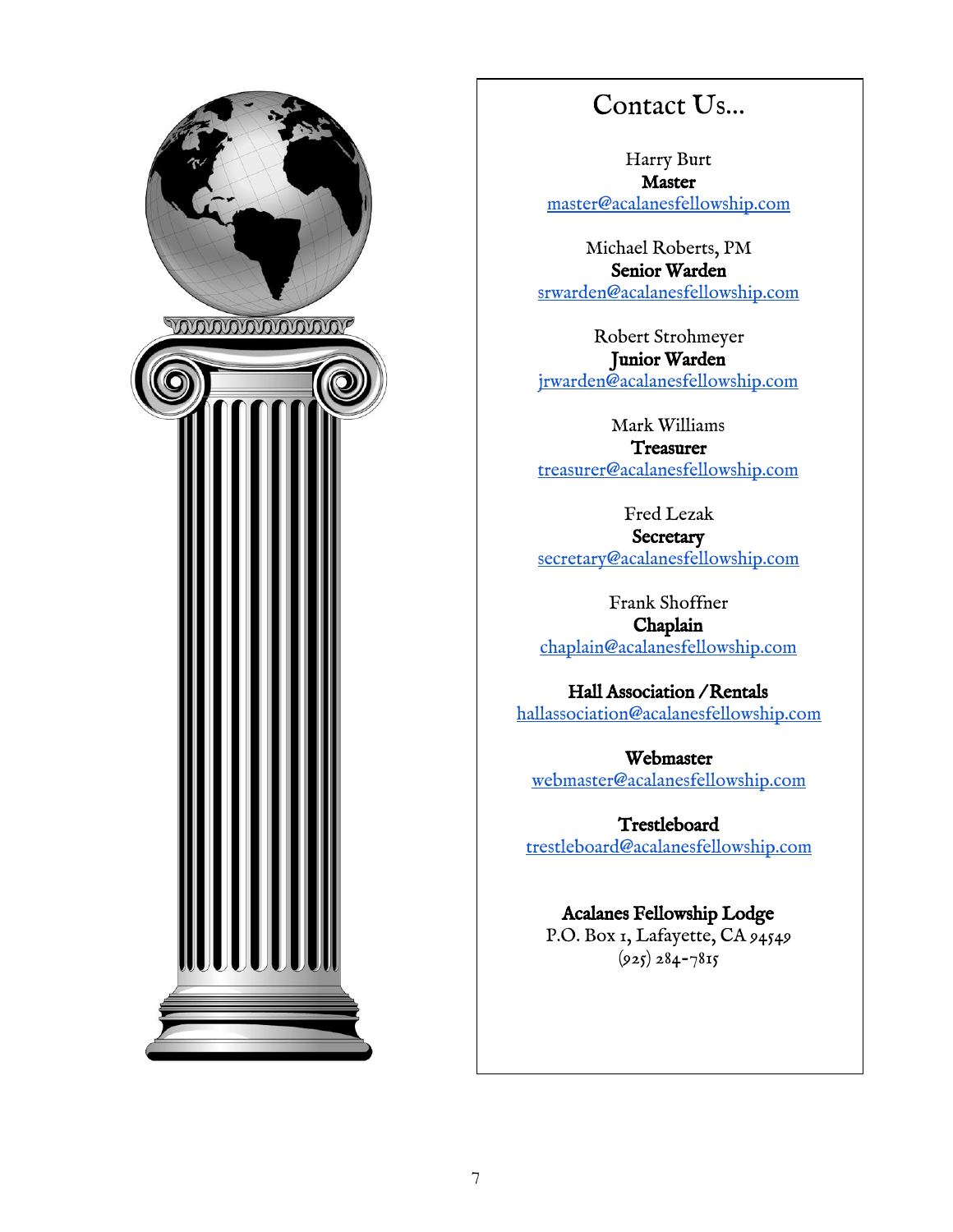# Contact Us...

Harry Burt
**Master**
master@acalanesfellowship.com

Michael Roberts, PM
**Senior Warden**
srwarden@acalanesfellowship.com

Robert Strohmeyer
**Junior Warden**
jrwarden@acalanesfellowship.com

Mark Williams
**Treasurer**
treasurer@acalanesfellowship.com

Fred Lezak
**Secretary**
secretary@acalanesfellowship.com

Frank Shoffner
**Chaplain**
chaplain@acalanesfellowship.com

**Hall Association / Rentals**
hallassociation@acalanesfellowship.com

**Webmaster**
webmaster@acalanesfellowship.com

**Trestleboard**
trestleboard@acalanesfellowship.com

**Acalanes Fellowship Lodge**
P.O. Box 1, Lafayette, CA 94549
(925) 284-7815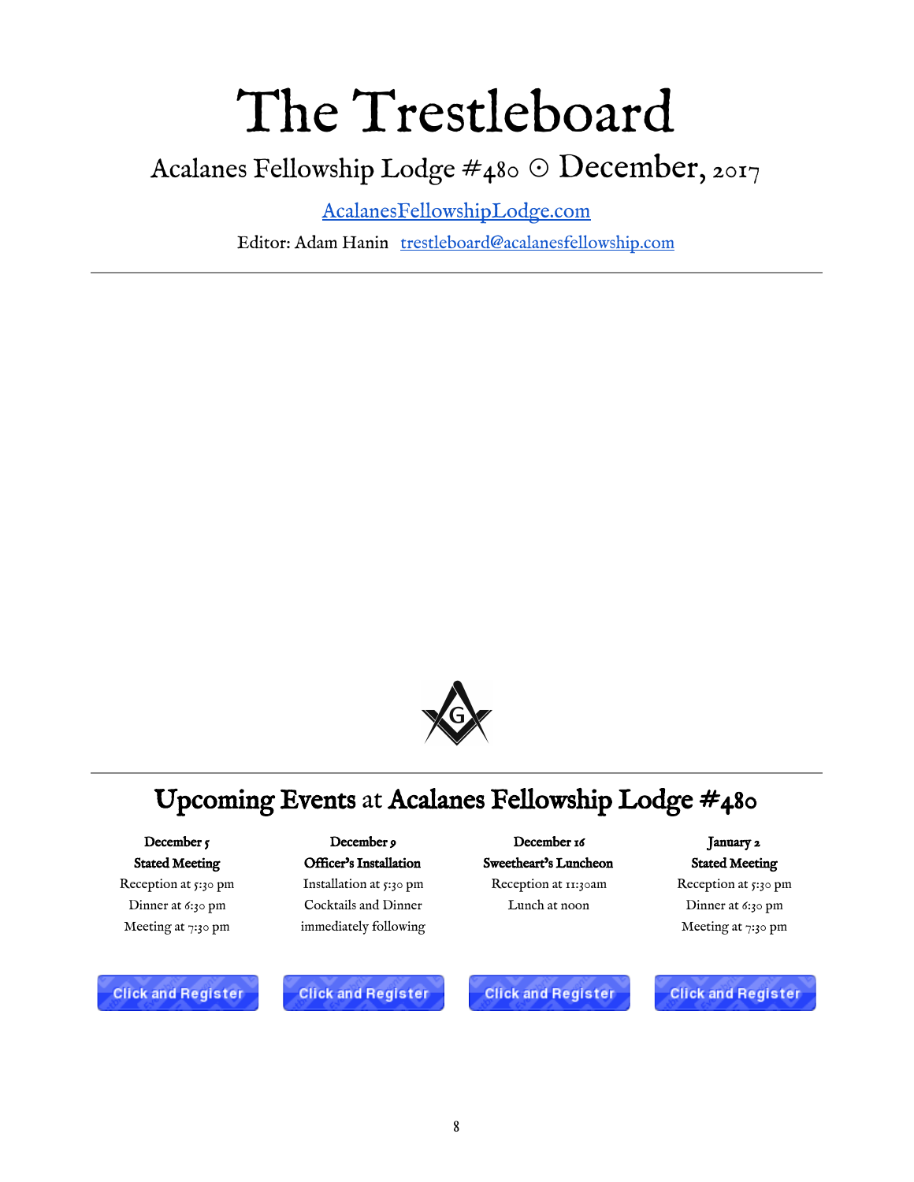# The Trestleboard

## Acalanes Fellowship Lodge #480 ☉ December, 2017

[AcalanesFellowshipLodge.com](AcalanesFellowshipLodge.com)

Editor: Adam Hanin [trestleboard@acalanesfellowship.com](mailto:trestleboard@acalanesfellowship.com)

---

---

## Upcoming Events at Acalanes Fellowship Lodge #480

**December 5**
**Stated Meeting**
Reception at 5:30 pm
Dinner at 6:30 pm
Meeting at 7:30 pm

Click and Register

**December 9**
**Officer's Installation**
Installation at 5:30 pm
Cocktails and Dinner immediately following

Click and Register

**December 16**
**Sweetheart's Luncheon**
Reception at 11:30am
Lunch at noon

Click and Register

**January 2**
**Stated Meeting**
Reception at 5:30 pm
Dinner at 6:30 pm
Meeting at 7:30 pm

Click and Register